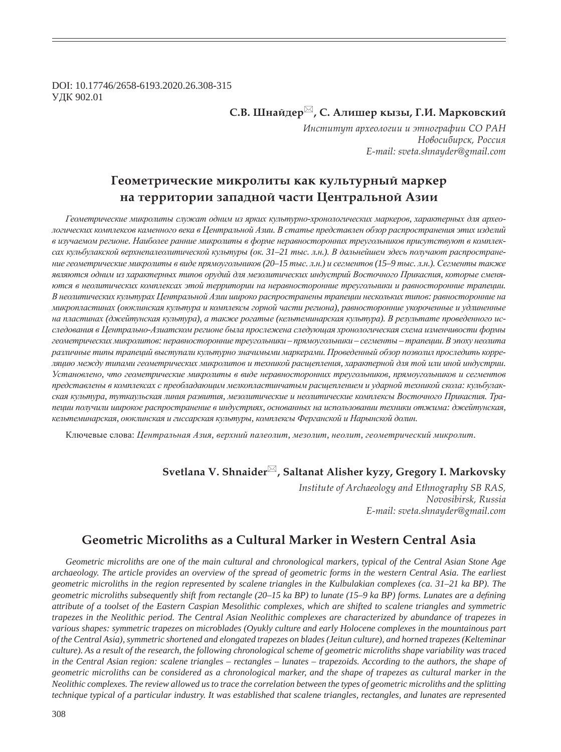DOI: 10.17746/2658-6193.2020.26.308-315
УДК 902.01

**С.В. Шнайдер✉, С. Алишер кызы, Г.И. Марковский**

*Институт археологии и этнографии СО РАН*
*Новосибирск, Россия*
*E-mail: sveta.shnayder@gmail.com*

# Геометрические микролиты как культурный маркер на территории западной части Центральной Азии

*Геометрические микролиты служат одним из ярких культурно-хронологических маркеров, характерных для археологических комплексов каменного века в Центральной Азии. В статье представлен обзор распространения этих изделий в изучаемом регионе. Наиболее ранние микролиты в форме неравносторонних треугольников присутствуют в комплексах кульбулакской верхнепалеолитической культуры (ок. 31–21 тыс. л.н.). В дальнейшем здесь получают распространение геометрические микролиты в виде прямоугольников (20–15 тыс. л.н.) и сегментов (15–9 тыс. л.н.). Сегменты также являются одним из характерных типов орудий для мезолитических индустрий Восточного Прикаспия, которые сменяются в неолитических комплексах этой территории на неравносторонние треугольники и равносторонние трапеции. В неолитических культурах Центральной Азии широко распространены трапеции нескольких типов: равносторонние на микропластинах (оюклинская культура и комплексы горной части региона), равносторонние укороченные и удлиненные на пластинах (джейтунская культура), а также рогатые (кельтеминарская культура). В результате проведенного исследования в Центрально-Азиатском регионе была прослежена следующая хронологическая схема изменчивости формы геометрических микролитов: неравносторонние треугольники – прямоугольники – сегменты – трапеции. В эпоху неолита различные типы трапеций выступали культурно значимыми маркерами. Проведенный обзор позволил проследить корреляцию между типами геометрических микролитов и техникой расщепления, характерной для той или иной индустрии. Установлено, что геометрические микролиты в виде неравносторонних треугольников, прямоугольников и сегментов представлены в комплексах с преобладающим мелкопластинчатым расщеплением и ударной техникой скола: кульбулакская культура, туткаульская линия развития, мезолитические и неолитические комплексы Восточного Прикаспия. Трапеции получили широкое распространение в индустриях, основанных на использовании техники отжима: джейтунская, кельтеминарская, оюклинская и гиссарская культуры, комплексы Ферганской и Нарынской долин.*

Ключевые слова: *Центральная Азия, верхний палеолит, мезолит, неолит, геометрический микролит.*

**Svetlana V. Shnaider✉, Saltanat Alisher kyzy, Gregory I. Markovsky**

*Institute of Archaeology and Ethnography SB RAS,*
*Novosibirsk, Russia*
*E-mail: sveta.shnayder@gmail.com*

# Geometric Microliths as a Cultural Marker in Western Central Asia

*Geometric microliths are one of the main cultural and chronological markers, typical of the Central Asian Stone Age archaeology. The article provides an overview of the spread of geometric forms in the western Central Asia. The earliest geometric microliths in the region represented by scalene triangles in the Kulbulakian complexes (ca. 31–21 ka BP). The geometric microliths subsequently shift from rectangle (20–15 ka BP) to lunate (15–9 ka BP) forms. Lunates are a defining attribute of a toolset of the Eastern Caspian Mesolithic complexes, which are shifted to scalene triangles and symmetric trapezes in the Neolithic period. The Central Asian Neolithic complexes are characterized by abundance of trapezes in various shapes: symmetric trapezes on microblades (Oyukly culture and early Holocene complexes in the mountainous part of the Central Asia), symmetric shortened and elongated trapezes on blades (Jeitun culture), and horned trapezes (Kelteminar culture). As a result of the research, the following chronological scheme of geometric microliths shape variability was traced in the Central Asian region: scalene triangles – rectangles – lunates – trapezoids. According to the authors, the shape of geometric microliths can be considered as a chronological marker, and the shape of trapezes as cultural marker in the Neolithic complexes. The review allowed us to trace the correlation between the types of geometric microliths and the splitting technique typical of a particular industry. It was established that scalene triangles, rectangles, and lunates are represented*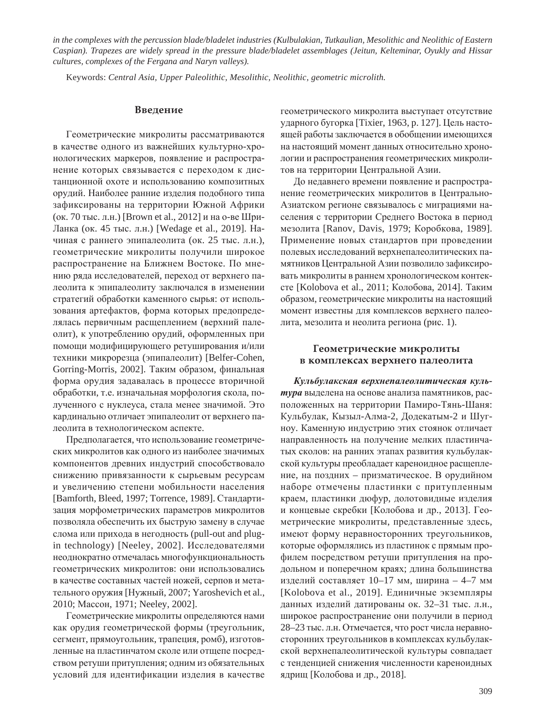*in the complexes with the percussion blade/bladelet industries (Kulbulakian, Tutkaulian, Mesolithic and Neolithic of Eastern Caspian). Trapezes are widely spread in the pressure blade/bladelet assemblages (Jeitun, Kelteminar, Oyukly and Hissar cultures, complexes of the Fergana and Naryn valleys).*

Keywords: *Central Asia, Upper Paleolithic, Mesolithic, Neolithic, geometric microlith.*

## Введение

Геометрические микролиты рассматриваются в качестве одного из важнейших культурно-хронологических маркеров, появление и распространение которых связывается с переходом к дистанционной охоте и использованию композитных орудий. Наиболее ранние изделия подобного типа зафиксированы на территории Южной Африки (ок. 70 тыс. л.н.) [Brown et al., 2012] и на о-ве Шри-Ланка (ок. 45 тыс. л.н.) [Wedage et al., 2019]. Начиная с раннего эпипалеолита (ок. 25 тыс. л.н.), геометрические микролиты получили широкое распространение на Ближнем Востоке. По мнению ряда исследователей, переход от верхнего палеолита к эпипалеолиту заключался в изменении стратегий обработки каменного сырья: от использования артефактов, форма которых предопределялась первичным расщеплением (верхний палеолит), к употреблению орудий, оформленных при помощи модифицирующего ретуширования и/или техники микрорезца (эпипалеолит) [Belfer-Cohen, Gorring-Morris, 2002]. Таким образом, финальная форма орудия задавалась в процессе вторичной обработки, т.е. изначальная морфология скола, полученного с нуклеуса, стала менее значимой. Это кардинально отличает эпипалеолит от верхнего палеолита в технологическом аспекте.

Предполагается, что использование геометрических микролитов как одного из наиболее значимых компонентов древних индустрий способствовало снижению привязанности к сырьевым ресурсам и увеличению степени мобильности населения [Bamforth, Bleed, 1997; Torrence, 1989]. Стандартизация морфометрических параметров микролитов позволяла обеспечить их быструю замену в случае слома или прихода в негодность (pull-out and plug-in technology) [Neeley, 2002]. Исследователями неоднократно отмечалась многофункциональность геометрических микролитов: они использовались в качестве составных частей ножей, серпов и метательного оружия [Нужный, 2007; Yaroshevich et al., 2010; Массон, 1971; Neeley, 2002].

Геометрические микролиты определяются нами как орудия геометрической формы (треугольник, сегмент, прямоугольник, трапеция, ромб), изготовленные на пластинчатом сколе или отщепе посредством ретуши притупления; одним из обязательных условий для идентификации изделия в качестве геометрического микролита выступает отсутствие ударного бугорка [Tixier, 1963, p. 127]. Цель настоящей работы заключается в обобщении имеющихся на настоящий момент данных относительно хронологии и распространения геометрических микролитов на территории Центральной Азии.

До недавнего времени появление и распространение геометрических микролитов в Центрально-Азиатском регионе связывалось с миграциями населения с территории Среднего Востока в период мезолита [Ranov, Davis, 1979; Коробкова, 1989]. Применение новых стандартов при проведении полевых исследований верхнепалеолитических памятников Центральной Азии позволило зафиксировать микролиты в раннем хронологическом контексте [Kolobova et al., 2011; Колобова, 2014]. Таким образом, геометрические микролиты на настоящий момент известны для комплексов верхнего палеолита, мезолита и неолита региона (рис. 1).

## Геометрические микролиты в комплексах верхнего палеолита

***Кульбулакская верхнепалеолитическая культура*** выделена на основе анализа памятников, расположенных на территории Памиро-Тянь-Шаня: Кульбулак, Кызыл-Алма-2, Додекатым-2 и Шугноу. Каменную индустрию этих стоянок отличает направленность на получение мелких пластинчатых сколов: на ранних этапах развития кульбулакской культуры преобладает кареноидное расщепление, на поздних – призматическое. В орудийном наборе отмечены пластинки с притупленным краем, пластинки дюфур, долотовидные изделия и концевые скребки [Колобова и др., 2013]. Геометрические микролиты, представленные здесь, имеют форму неравносторонних треугольников, которые оформлялись из пластинок с прямым профилем посредством ретуши притупления на продольном и поперечном краях; длина большинства изделий составляет 10–17 мм, ширина – 4–7 мм [Kolobova et al., 2019]. Единичные экземпляры данных изделий датированы ок. 32–31 тыс. л.н., широкое распространение они получили в период 28–23 тыс. л.н. Отмечается, что рост числа неравносторонних треугольников в комплексах кульбулакской верхнепалеолитической культуры совпадает с тенденцией снижения численности кареноидных ядрищ [Колобова и др., 2018].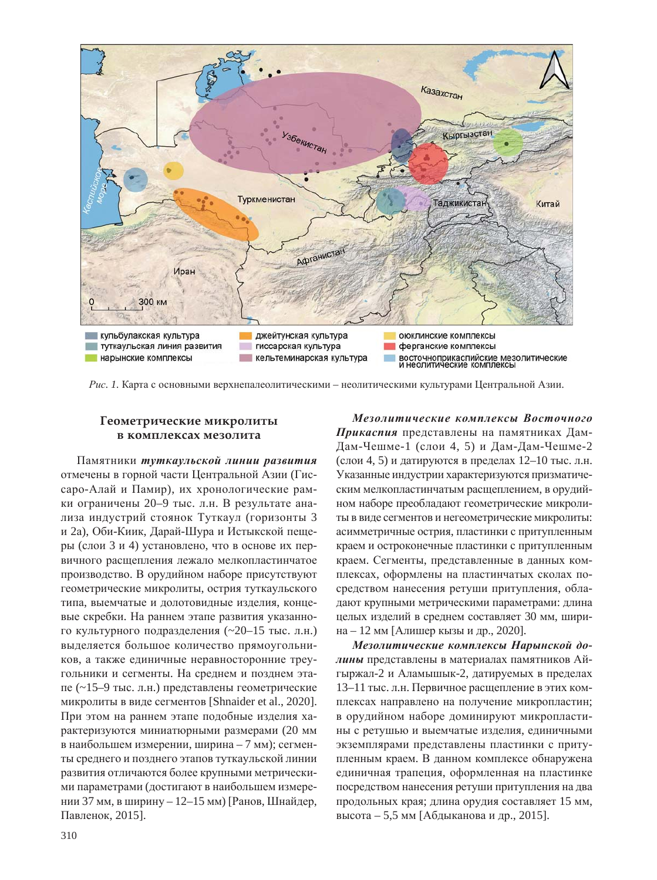*Рис. 1.* Карта с основными верхнепалеолитическими – неолитическими культурами Центральной Азии.

## Геометрические микролиты в комплексах мезолита

Памятники ***туткаульской линии развития*** отмечены в горной части Центральной Азии (Гиссаро-Алай и Памир), их хронологические рамки ограничены 20–9 тыс. л.н. В результате анализа индустрий стоянок Туткаул (горизонты 3 и 2а), Оби-Киик, Дарай-Шура и Истыкской пещеры (слои 3 и 4) установлено, что в основе их первичного расщепления лежало мелкопластинчатое производство. В орудийном наборе присутствуют геометрические микролиты, острия туткаульского типа, выемчатые и долотовидные изделия, концевые скребки. На раннем этапе развития указанного культурного подразделения (~20–15 тыс. л.н.) выделяется большое количество прямоугольников, а также единичные неравносторонние треугольники и сегменты. На среднем и позднем этапе (~15–9 тыс. л.н.) представлены геометрические микролиты в виде сегментов [Shnaider et al., 2020]. При этом на раннем этапе подобные изделия характеризуются миниатюрными размерами (20 мм в наибольшем измерении, ширина – 7 мм); сегменты среднего и позднего этапов туткаульской линии развития отличаются более крупными метрическими параметрами (достигают в наибольшем измерении 37 мм, в ширину – 12–15 мм) [Ранов, Шнайдер, Павленок, 2015].

***Мезолитические комплексы Восточного Прикаспия*** представлены на памятниках Дам-Дам-Чешме-1 (слои 4, 5) и Дам-Дам-Чешме-2 (слои 4, 5) и датируются в пределах 12–10 тыс. л.н. Указанные индустрии характеризуются призматическим мелкопластинчатым расщеплением, в орудийном наборе преобладают геометрические микролиты в виде сегментов и негеометрические микролиты: асимметричные острия, пластинки с притупленным краем и остроконечные пластинки с притупленным краем. Сегменты, представленные в данных комплексах, оформлены на пластинчатых сколах посредством нанесения ретуши притупления, обладают крупными метрическими параметрами: длина целых изделий в среднем составляет 30 мм, ширина – 12 мм [Алишер кызы и др., 2020].

***Мезолитические комплексы Нарынской долины*** представлены в материалах памятников Айгыржал-2 и Аламышык-2, датируемых в пределах 13–11 тыс. л.н. Первичное расщепление в этих комплексах направлено на получение микропластин; в орудийном наборе доминируют микропластины с ретушью и выемчатые изделия, единичными экземплярами представлены пластинки с притупленным краем. В данном комплексе обнаружена единичная трапеция, оформленная на пластинке посредством нанесения ретуши притупления на два продольных края; длина орудия составляет 15 мм, высота – 5,5 мм [Абдыканова и др., 2015].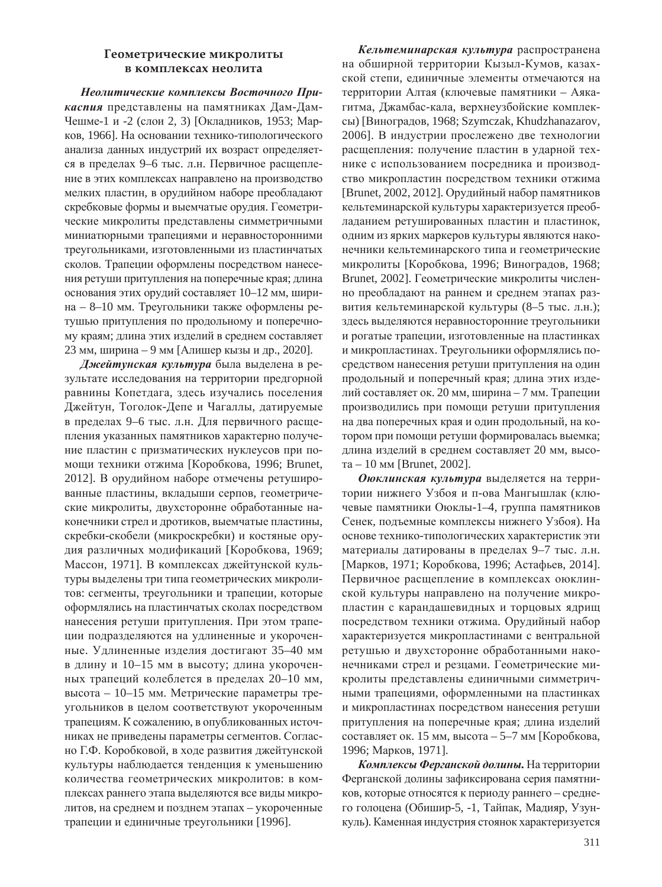## Геометрические микролиты в комплексах неолита

***Неолитические комплексы Восточного Прикаспия*** представлены на памятниках Дам-Дам-Чешме-1 и -2 (слои 2, 3) [Окладников, 1953; Марков, 1966]. На основании технико-типологического анализа данных индустрий их возраст определяется в пределах 9–6 тыс. л.н. Первичное расщепление в этих комплексах направлено на производство мелких пластин, в орудийном наборе преобладают скребковые формы и выемчатые орудия. Геометрические микролиты представлены симметричными миниатюрными трапециями и неравносторонними треугольниками, изготовленными из пластинчатых сколов. Трапеции оформлены посредством нанесения ретуши притупления на поперечные края; длина основания этих орудий составляет 10–12 мм, ширина – 8–10 мм. Треугольники также оформлены ретушью притупления по продольному и поперечному краям; длина этих изделий в среднем составляет 23 мм, ширина – 9 мм [Алишер кызы и др., 2020].

***Джейтунская культура*** была выделена в результате исследования на территории предгорной равнины Копетдага, здесь изучались поселения Джейтун, Тоголок-Депе и Чагаллы, датируемые в пределах 9–6 тыс. л.н. Для первичного расщепления указанных памятников характерно получение пластин с призматических нуклеусов при помощи техники отжима [Коробкова, 1996; Brunet, 2012]. В орудийном наборе отмечены ретушированные пластины, вкладыши серпов, геометрические микролиты, двухсторонне обработанные наконечники стрел и дротиков, выемчатые пластины, скребки-скобели (микроскребки) и костяные орудия различных модификаций [Коробкова, 1969; Массон, 1971]. В комплексах джейтунской культуры выделены три типа геометрических микролитов: сегменты, треугольники и трапеции, которые оформлялись на пластинчатых сколах посредством нанесения ретуши притупления. При этом трапеции подразделяются на удлиненные и укороченные. Удлиненные изделия достигают 35–40 мм в длину и 10–15 мм в высоту; длина укороченных трапеций колеблется в пределах 20–10 мм, высота – 10–15 мм. Метрические параметры треугольников в целом соответствуют укороченным трапециям. К сожалению, в опубликованных источниках не приведены параметры сегментов. Согласно Г.Ф. Коробковой, в ходе развития джейтунской культуры наблюдается тенденция к уменьшению количества геометрических микролитов: в комплексах раннего этапа выделяются все виды микролитов, на среднем и позднем этапах – укороченные трапеции и единичные треугольники [1996].

***Кельтеминарская культура*** распространена на обширной территории Кызыл-Кумов, казахской степи, единичные элементы отмечаются на территории Алтая (ключевые памятники – Аякагитма, Джамбас-кала, верхнеузбойские комплексы) [Виноградов, 1968; Szymczak, Khudzhanazarov, 2006]. В индустрии прослежено две технологии расщепления: получение пластин в ударной технике с использованием посредника и производство микропластин посредством техники отжима [Brunet, 2002, 2012]. Орудийный набор памятников кельтеминарской культуры характеризуется преобладанием ретушированных пластин и пластинок, одним из ярких маркеров культуры являются наконечники кельтеминарского типа и геометрические микролиты [Коробкова, 1996; Виноградов, 1968; Brunet, 2002]. Геометрические микролиты численно преобладают на раннем и среднем этапах развития кельтеминарской культуры (8–5 тыс. л.н.); здесь выделяются неравносторонние треугольники и рогатые трапеции, изготовленные на пластинках и микропластинах. Треугольники оформлялись посредством нанесения ретуши притупления на один продольный и поперечный края; длина этих изделий составляет ок. 20 мм, ширина – 7 мм. Трапеции производились при помощи ретуши притупления на два поперечных края и один продольный, на котором при помощи ретуши формировалась выемка; длина изделий в среднем составляет 20 мм, высота – 10 мм [Brunet, 2002].

***Оюклинская культура*** выделяется на территории нижнего Узбоя и п-ова Мангышлак (ключевые памятники Оюклы-1–4, группа памятников Сенек, подъемные комплексы нижнего Узбоя). На основе технико-типологических характеристик эти материалы датированы в пределах 9–7 тыс. л.н. [Марков, 1971; Коробкова, 1996; Астафьев, 2014]. Первичное расщепление в комплексах оюклинской культуры направлено на получение микропластин с карандашевидных и торцовых ядрищ посредством техники отжима. Орудийный набор характеризуется микропластинами с вентральной ретушью и двухсторонне обработанными наконечниками стрел и резцами. Геометрические микролиты представлены единичными симметричными трапециями, оформленными на пластинках и микропластинах посредством нанесения ретуши притупления на поперечные края; длина изделий составляет ок. 15 мм, высота – 5–7 мм [Коробкова, 1996; Марков, 1971].

***Комплексы Ферганской долины.*** На территории Ферганской долины зафиксирована серия памятников, которые относятся к периоду раннего – среднего голоцена (Обишир-5, -1, Тайпак, Мадияр, Узункуль). Каменная индустрия стоянок характеризуется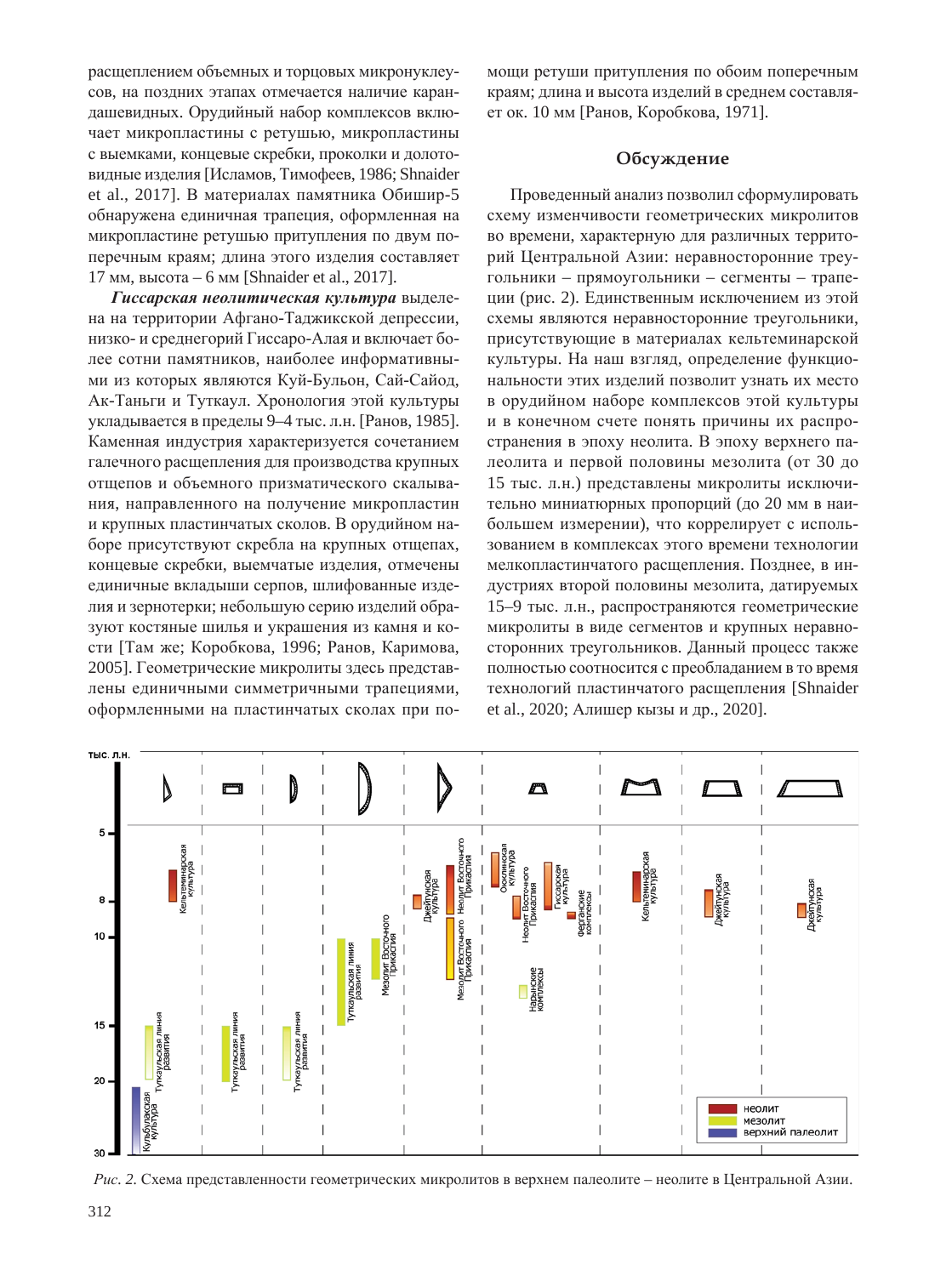расщеплением объемных и торцовых микронуклеусов, на поздних этапах отмечается наличие карандашевидных. Орудийный набор комплексов включает микропластины с ретушью, микропластины с выемками, концевые скребки, проколки и долотовидные изделия [Исламов, Тимофеев, 1986; Shnaider et al., 2017]. В материалах памятника Обишир-5 обнаружена единичная трапеция, оформленная на микропластине ретушью притупления по двум поперечным краям; длина этого изделия составляет 17 мм, высота – 6 мм [Shnaider et al., 2017].

***Гиссарская неолитическая культура*** выделена на территории Афгано-Таджикской депрессии, низко- и среднегорий Гиссаро-Алая и включает более сотни памятников, наиболее информативными из которых являются Куй-Бульон, Сай-Сайод, Ак-Таньги и Туткаул. Хронология этой культуры укладывается в пределы 9–4 тыс. л.н. [Ранов, 1985]. Каменная индустрия характеризуется сочетанием галечного расщепления для производства крупных отщепов и объемного призматического скалывания, направленного на получение микропластин и крупных пластинчатых сколов. В орудийном наборе присутствуют скребла на крупных отщепах, концевые скребки, выемчатые изделия, отмечены единичные вкладыши серпов, шлифованные изделия и зернотерки; небольшую серию изделий образуют костяные шилья и украшения из камня и кости [Там же; Коробкова, 1996; Ранов, Каримова, 2005]. Геометрические микролиты здесь представлены единичными симметричными трапециями, оформленными на пластинчатых сколах при помощи ретуши притупления по обоим поперечным краям; длина и высота изделий в среднем составляет ок. 10 мм [Ранов, Коробкова, 1971].

## Обсуждение

Проведенный анализ позволил сформулировать схему изменчивости геометрических микролитов во времени, характерную для различных территорий Центральной Азии: неравносторонние треугольники – прямоугольники – сегменты – трапеции (рис. 2). Единственным исключением из этой схемы являются неравносторонние треугольники, присутствующие в материалах кельтеминарской культуры. На наш взгляд, определение функциональности этих изделий позволит узнать их место в орудийном наборе комплексов этой культуры и в конечном счете понять причины их распространения в эпоху неолита. В эпоху верхнего палеолита и первой половины мезолита (от 30 до 15 тыс. л.н.) представлены микролиты исключительно миниатюрных пропорций (до 20 мм в наибольшем измерении), что коррелирует с использованием в комплексах этого времени технологии мелкопластинчатого расщепления. Позднее, в индустриях второй половины мезолита, датируемых 15–9 тыс. л.н., распространяются геометрические микролиты в виде сегментов и крупных неравносторонних треугольников. Данный процесс также полностью соотносится с преобладанием в то время технологий пластинчатого расщепления [Shnaider et al., 2020; Алишер кызы и др., 2020].

*Рис. 2.* Схема представленности геометрических микролитов в верхнем палеолите – неолите в Центральной Азии.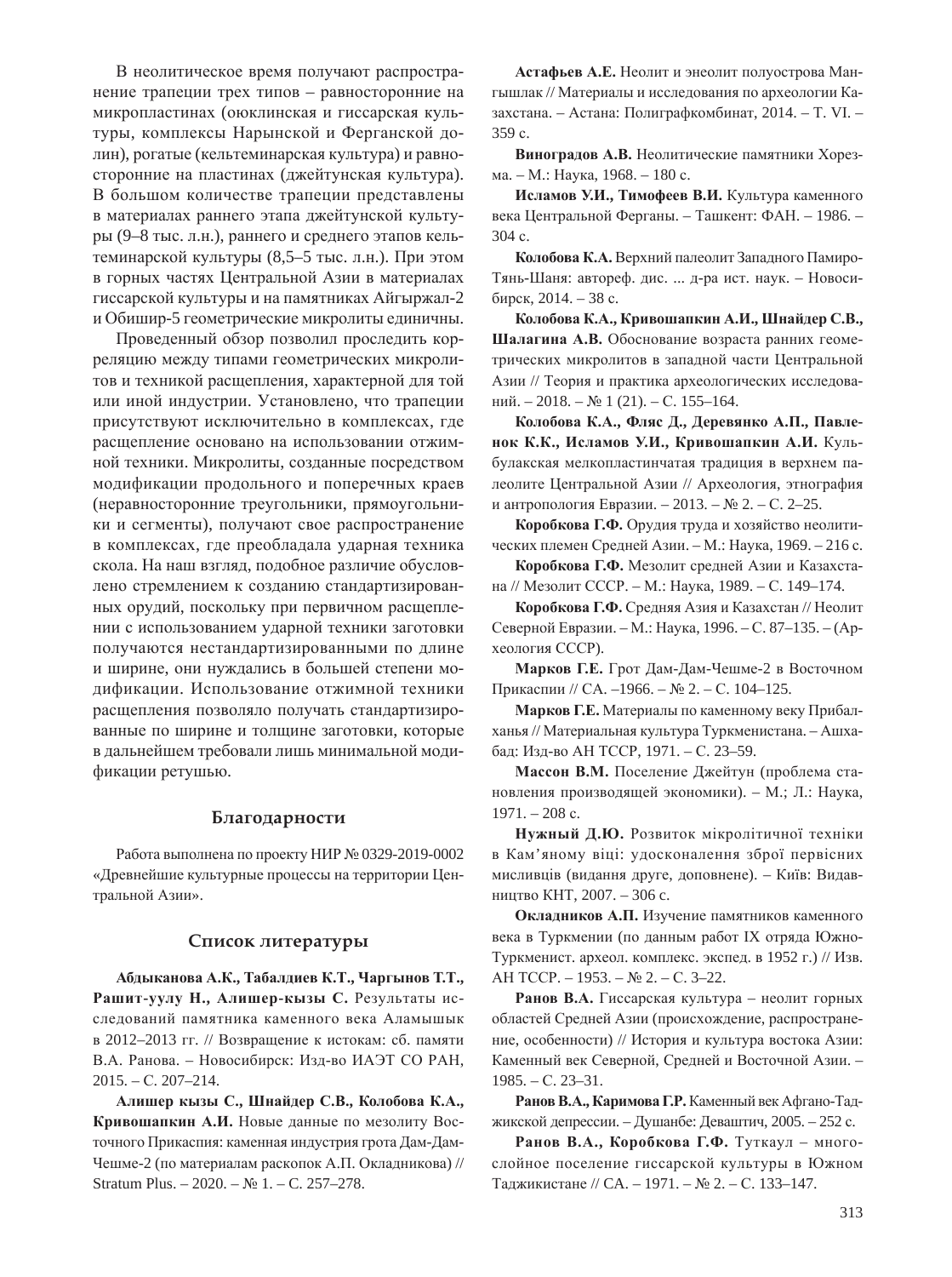В неолитическое время получают распространение трапеции трех типов – равносторонние на микропластинах (оюклинская и гиссарская культуры, комплексы Нарынской и Ферганской долин), рогатые (кельтеминарская культура) и равносторонние на пластинах (джейтунская культура). В большом количестве трапеции представлены в материалах раннего этапа джейтунской культуры (9–8 тыс. л.н.), раннего и среднего этапов кельтеминарской культуры (8,5–5 тыс. л.н.). При этом в горных частях Центральной Азии в материалах гиссарской культуры и на памятниках Айгыржал-2 и Обишир-5 геометрические микролиты единичны.

Проведенный обзор позволил проследить корреляцию между типами геометрических микролитов и техникой расщепления, характерной для той или иной индустрии. Установлено, что трапеции присутствуют исключительно в комплексах, где расщепление основано на использовании отжимной техники. Микролиты, созданные посредством модификации продольного и поперечных краев (неравносторонние треугольники, прямоугольники и сегменты), получают свое распространение в комплексах, где преобладала ударная техника скола. На наш взгляд, подобное различие обусловлено стремлением к созданию стандартизированных орудий, поскольку при первичном расщеплении с использованием ударной техники заготовки получаются нестандартизированными по длине и ширине, они нуждались в большей степени модификации. Использование отжимной техники расщепления позволяло получать стандартизированные по ширине и толщине заготовки, которые в дальнейшем требовали лишь минимальной модификации ретушью.

## Благодарности

Работа выполнена по проекту НИР № 0329-2019-0002 «Древнейшие культурные процессы на территории Центральной Азии».

## Список литературы

**Абдыканова А.К., Табалдиев К.Т., Чаргынов Т.Т., Рашит-уулу Н., Алишер-кызы С.** Результаты исследований памятника каменного века Аламышык в 2012–2013 гг. // Возвращение к истокам: сб. памяти В.А. Ранова. – Новосибирск: Изд-во ИАЭТ СО РАН, 2015. – С. 207–214.

**Алишер кызы С., Шнайдер С.В., Колобова К.А., Кривошапкин А.И.** Новые данные по мезолиту Восточного Прикаспия: каменная индустрия грота Дам-Дам-Чешме-2 (по материалам раскопок А.П. Окладникова) // Stratum Plus. – 2020. – № 1. – С. 257–278.

**Астафьев А.Е.** Неолит и энеолит полуострова Мангышлак // Материалы и исследования по археологии Казахстана. – Астана: Полиграфкомбинат, 2014. – Т. VI. – 359 с.

**Виноградов А.В.** Неолитические памятники Хорезма. – М.: Наука, 1968. – 180 с.

**Исламов У.И., Тимофеев В.И.** Культура каменного века Центральной Ферганы. – Ташкент: ФАН. – 1986. – 304 с.

**Колобова К.А.** Верхний палеолит Западного Памиро-Тянь-Шаня: автореф. дис. ... д-ра ист. наук. – Новосибирск, 2014. – 38 с.

**Колобова К.А., Кривошапкин А.И., Шнайдер С.В., Шалагина А.В.** Обоснование возраста ранних геометрических микролитов в западной части Центральной Азии // Теория и практика археологических исследований. – 2018. – № 1 (21). – С. 155–164.

**Колобова К.А., Фляс Д., Деревянко А.П., Павленок К.К., Исламов У.И., Кривошапкин А.И.** Кульбулакская мелкопластинчатая традиция в верхнем палеолите Центральной Азии // Археология, этнография и антропология Евразии. – 2013. – № 2. – С. 2–25.

**Коробкова Г.Ф.** Орудия труда и хозяйство неолитических племен Средней Азии. – М.: Наука, 1969. – 216 с.

**Коробкова Г.Ф.** Мезолит средней Азии и Казахстана // Мезолит СССР. – М.: Наука, 1989. – С. 149–174.

**Коробкова Г.Ф.** Средняя Азия и Казахстан // Неолит Северной Евразии. – М.: Наука, 1996. – С. 87–135. – (Археология СССР).

**Марков Г.Е.** Грот Дам-Дам-Чешме-2 в Восточном Прикаспии // СА. –1966. – № 2. – С. 104–125.

**Марков Г.Е.** Материалы по каменному веку Прибалханья // Материальная культура Туркменистана. – Ашхабад: Изд-во АН ТССР, 1971. – С. 23–59.

**Массон В.М.** Поселение Джейтун (проблема становления производящей экономики). – М.; Л.: Наука, 1971. – 208 с.

**Нужный Д.Ю.** Розвиток мікролітичної техніки в Кам'яному віці: удосконалення зброї первісних мисливців (видання друге, доповнене). – Київ: Видавництво КНТ, 2007. – 306 с.

**Окладников А.П.** Изучение памятников каменного века в Туркмении (по данным работ IX отряда Южно-Туркменист. археол. комплекс. экспед. в 1952 г.) // Изв. АН ТССР. – 1953. – № 2. – С. 3–22.

**Ранов В.А.** Гиссарская культура – неолит горных областей Средней Азии (происхождение, распространение, особенности) // История и культура востока Азии: Каменный век Северной, Средней и Восточной Азии. – 1985. – С. 23–31.

**Ранов В.А., Каримова Г.Р.** Каменный век Афгано-Таджикской депрессии. – Душанбе: Деваштич, 2005. – 252 с.

**Ранов В.А., Коробкова Г.Ф.** Туткаул – многослойное поселение гиссарской культуры в Южном Таджикистане // СА. – 1971. – № 2. – С. 133–147.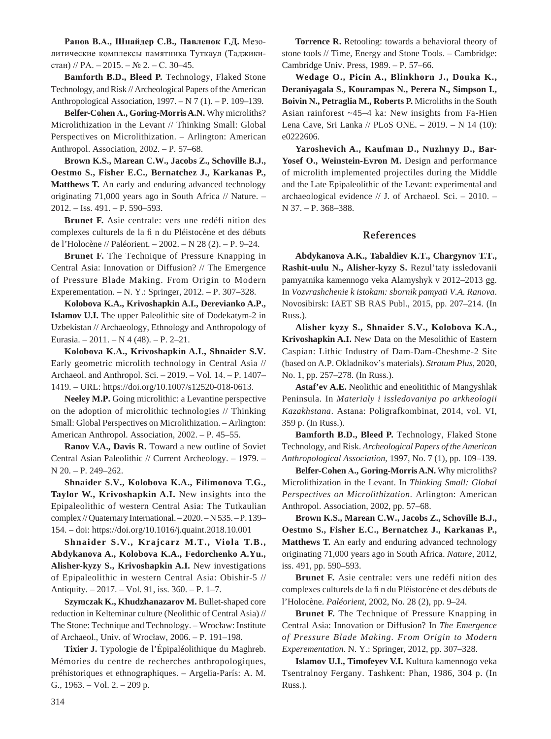**Ранов В.А., Шнайдер С.В., Павленок Г.Д.** Мезолитические комплексы памятника Туткаул (Таджикистан) // РА. – 2015. – № 2. – С. 30–45.

**Bamforth B.D., Bleed P.** Technology, Flaked Stone Technology, and Risk // Archeological Papers of the American Anthropological Association, 1997. – N 7 (1). – P. 109–139.

**Belfer-Cohen A., Goring-Morris A.N.** Why microliths? Microlithization in the Levant // Thinking Small: Global Perspectives on Microlithization. – Arlington: American Anthropol. Association, 2002. – P. 57–68.

**Brown K.S., Marean C.W., Jacobs Z., Schoville B.J., Oestmo S., Fisher E.C., Bernatchez J., Karkanas P., Matthews T.** An early and enduring advanced technology originating 71,000 years ago in South Africa // Nature. – 2012. – Iss. 491. – P. 590–593.

**Brunet F.** Asie centrale: vers une redéfi nition des complexes culturels de la fi n du Pléistocène et des débuts de l'Holocène // Paléorient. – 2002. – N 28 (2). – P. 9–24.

**Brunet F.** The Technique of Pressure Knapping in Central Asia: Innovation or Diffusion? // The Emergence of Pressure Blade Making. From Origin to Modern Experementation. – N. Y.: Springer, 2012. – P. 307–328.

**Kolobova K.A., Krivoshapkin A.I., Derevianko A.P., Islamov U.I.** The upper Paleolithic site of Dodekatym-2 in Uzbekistan // Archaeology, Ethnology and Anthropology of Eurasia. – 2011. – N 4 (48). – P. 2–21.

**Kolobova K.A., Krivoshapkin A.I., Shnaider S.V.** Early geometric microlith technology in Central Asia // Archaeol. and Anthropol. Sci. – 2019. – Vol. 14. – P. 1407–1419. – URL: https://doi.org/10.1007/s12520-018-0613.

**Neeley M.P.** Going microlithic: a Levantine perspective on the adoption of microlithic technologies // Thinking Small: Global Perspectives on Microlithization. – Arlington: American Anthropol. Association, 2002. – P. 45–55.

**Ranov V.A., Davis R.** Toward a new outline of Soviet Central Asian Paleolithic // Current Archeology. – 1979. – N 20. – P. 249–262.

**Shnaider S.V., Kolobova K.A., Filimonova T.G., Taylor W., Krivoshapkin A.I.** New insights into the Epipaleolithic of western Central Asia: The Tutkaulian complex // Quaternary International. – 2020. – N 535. – P. 139–154. – doi: https://doi.org/10.1016/j.quaint.2018.10.001

**Shnaider S.V., Krajcarz M.T., Viola T.B., Abdykanova A., Kolobova K.A., Fedorchenko A.Yu., Alisher-kyzy S., Krivoshapkin A.I.** New investigations of Epipaleolithic in western Central Asia: Obishir-5 // Antiquity. – 2017. – Vol. 91, iss. 360. – P. 1–7.

**Szymczak K., Khudzhanazarov M.** Bullet-shaped core reduction in Kelteminar culture (Neolithic of Central Asia) // The Stone: Technique and Technology. – Wrocław: Institute of Archaeol., Univ. of Wrocław, 2006. – P. 191–198.

**Tixier J.** Typologie de l'Épipaléolithique du Maghreb. Mémories du centre de recherches anthropologiques, préhistoriques et ethnographiques. – Argelia-París: A. M. G., 1963. – Vol. 2. – 209 p.

**Torrence R.** Retooling: towards a behavioral theory of stone tools // Time, Energy and Stone Tools. – Cambridge: Cambridge Univ. Press, 1989. – P. 57–66.

**Wedage O., Picin A., Blinkhorn J., Douka K., Deraniyagala S., Kourampas N., Perera N., Simpson I., Boivin N., Petraglia M., Roberts P.** Microliths in the South Asian rainforest ~45–4 ka: New insights from Fa-Hien Lena Cave, Sri Lanka // PLoS ONE. – 2019. – N 14 (10): e0222606.

**Yaroshevich A., Kaufman D., Nuzhnyy D., Bar-Yosef O., Weinstein-Evron M.** Design and performance of microlith implemented projectiles during the Middle and the Late Epipaleolithic of the Levant: experimental and archaeological evidence // J. of Archaeol. Sci. – 2010. – N 37. – P. 368–388.

## References

**Abdykanova A.K., Tabaldiev K.T., Chargynov T.T., Rashit-uulu N., Alisher-kyzy S.** Rezul'taty issledovanii pamyatnika kamennogo veka Alamyshyk v 2012–2013 gg. In *Vozvrashchenie k istokam: sbornik pamyati V.A. Ranova*. Novosibirsk: IAET SB RAS Publ., 2015, pp. 207–214. (In Russ.).

**Alisher kyzy S., Shnaider S.V., Kolobova K.A., Krivoshapkin A.I.** New Data on the Mesolithic of Eastern Caspian: Lithic Industry of Dam-Dam-Cheshme-2 Site (based on A.P. Okladnikov's materials). *Stratum Plus*, 2020, No. 1, pp. 257–278. (In Russ.).

**Astaf'ev A.E.** Neolithic and eneolitithic of Mangyshlak Peninsula. In *Materialy i issledovaniya po arkheologii Kazakhstana*. Astana: Poligrafkombinat, 2014, vol. VI, 359 p. (In Russ.).

**Bamforth B.D., Bleed P.** Technology, Flaked Stone Technology, and Risk. *Archeological Papers of the American Anthropological Association*, 1997, No. 7 (1), pp. 109–139.

**Belfer-Cohen A., Goring-Morris A.N.** Why microliths? Microlithization in the Levant. In *Thinking Small: Global Perspectives on Microlithization*. Arlington: American Anthropol. Association, 2002, pp. 57–68.

**Brown K.S., Marean C.W., Jacobs Z., Schoville B.J., Oestmo S., Fisher E.C., Bernatchez J., Karkanas P., Matthews T.** An early and enduring advanced technology originating 71,000 years ago in South Africa. *Nature*, 2012, iss. 491, pp. 590–593.

**Brunet F.** Asie centrale: vers une redéfi nition des complexes culturels de la fi n du Pléistocène et des débuts de l'Holocène. *Paléorient*, 2002, No. 28 (2), pp. 9–24.

**Brunet F.** The Technique of Pressure Knapping in Central Asia: Innovation or Diffusion? In *The Emergence of Pressure Blade Making. From Origin to Modern Experementation*. N. Y.: Springer, 2012, pp. 307–328.

**Islamov U.I., Timofeyev V.I.** Kultura kamennogo veka Tsentralnoy Fergany. Tashkent: Phan, 1986, 304 p. (In Russ.).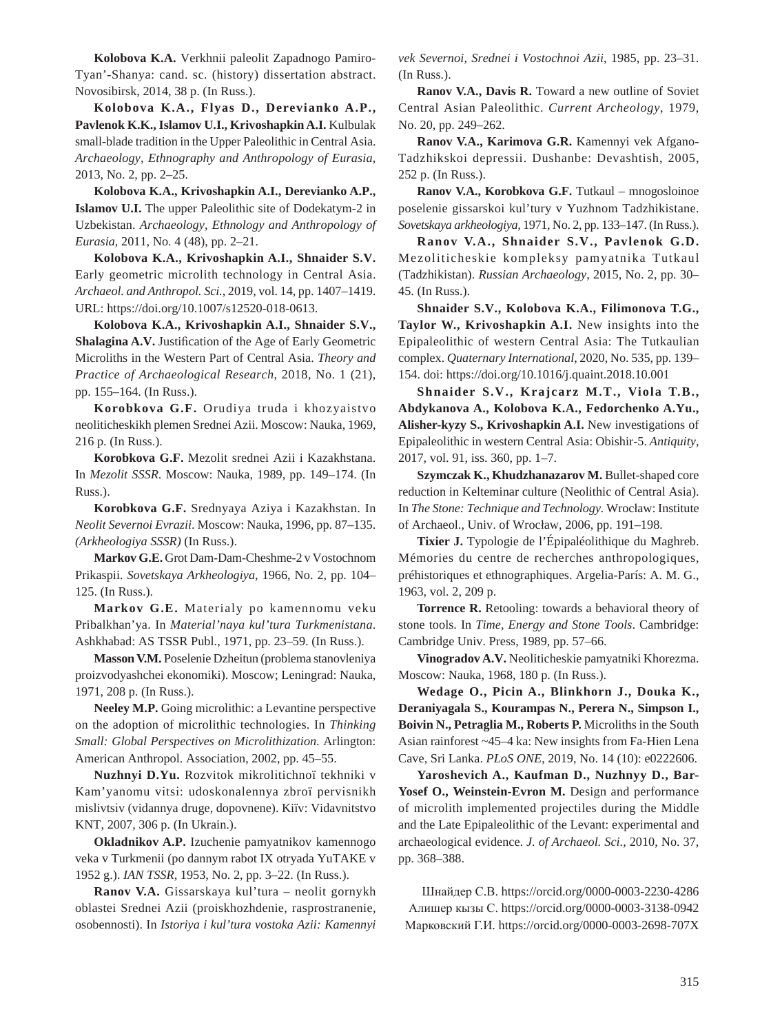**Kolobova K.A.** Verkhnii paleolit Zapadnogo Pamiro-Tyan'-Shanya: cand. sc. (history) dissertation abstract. Novosibirsk, 2014, 38 p. (In Russ.).

**Kolobova K.A., Flyas D., Derevianko A.P., Pavlenok K.K., Islamov U.I., Krivoshapkin A.I.** Kulbulak small-blade tradition in the Upper Paleolithic in Central Asia. *Archaeology, Ethnography and Anthropology of Eurasia*, 2013, No. 2, pp. 2–25.

**Kolobova K.A., Krivoshapkin A.I., Derevianko A.P., Islamov U.I.** The upper Paleolithic site of Dodekatym-2 in Uzbekistan. *Archaeology, Ethnology and Anthropology of Eurasia*, 2011, No. 4 (48), pp. 2–21.

**Kolobova K.A., Krivoshapkin A.I., Shnaider S.V.** Early geometric microlith technology in Central Asia. *Archaeol. and Anthropol. Sci.*, 2019, vol. 14, pp. 1407–1419. URL: https://doi.org/10.1007/s12520-018-0613.

**Kolobova K.A., Krivoshapkin A.I., Shnaider S.V., Shalagina A.V.** Justification of the Age of Early Geometric Microliths in the Western Part of Central Asia. *Theory and Practice of Archaeological Research*, 2018, No. 1 (21), pp. 155–164. (In Russ.).

**Korobkova G.F.** Orudiya truda i khozyaistvo neoliticheskikh plemen Srednei Azii. Moscow: Nauka, 1969, 216 p. (In Russ.).

**Korobkova G.F.** Mezolit srednei Azii i Kazakhstana. In *Mezolit SSSR*. Moscow: Nauka, 1989, pp. 149–174. (In Russ.).

**Korobkova G.F.** Srednyaya Aziya i Kazakhstan. In *Neolit Severnoi Evrazii*. Moscow: Nauka, 1996, pp. 87–135. *(Arkheologiya SSSR)* (In Russ.).

**Markov G.E.** Grot Dam-Dam-Cheshme-2 v Vostochnom Prikaspii. *Sovetskaya Arkheologiya*, 1966, No. 2, pp. 104–125. (In Russ.).

**Markov G.E.** Materialy po kamennomu veku Pribalkhan'ya. In *Material'naya kul'tura Turkmenistana*. Ashkhabad: AS TSSR Publ., 1971, pp. 23–59. (In Russ.).

**Masson V.M.** Poselenie Dzheitun (problema stanovleniya proizvodyashchei ekonomiki). Moscow; Leningrad: Nauka, 1971, 208 p. (In Russ.).

**Neeley M.P.** Going microlithic: a Levantine perspective on the adoption of microlithic technologies. In *Thinking Small: Global Perspectives on Microlithization*. Arlington: American Anthropol. Association, 2002, pp. 45–55.

**Nuzhnyi D.Yu.** Rozvitok mikrolitichnoї tekhniki v Kam'yanomu vitsi: udoskonalennya zbroї pervisnikh mislivtsiv (vidannya druge, dopovnene). Kiїv: Vidavnitstvo KNT, 2007, 306 p. (In Ukrain.).

**Okladnikov A.P.** Izuchenie pamyatnikov kamennogo veka v Turkmenii (po dannym rabot IX otryada YuTAKE v 1952 g.). *IAN TSSR*, 1953, No. 2, pp. 3–22. (In Russ.).

**Ranov V.A.** Gissarskaya kul'tura – neolit gornykh oblastei Srednei Azii (proiskhozhdenie, rasprostranenie, osobennosti). In *Istoriya i kul'tura vostoka Azii: Kamennyi vek Severnoi, Srednei i Vostochnoi Azii*, 1985, pp. 23–31. (In Russ.).

**Ranov V.A., Davis R.** Toward a new outline of Soviet Central Asian Paleolithic. *Current Archeology*, 1979, No. 20, pp. 249–262.

**Ranov V.A., Karimova G.R.** Kamennyi vek Afgano-Tadzhikskoi depressii. Dushanbe: Devashtish, 2005, 252 p. (In Russ.).

**Ranov V.A., Korobkova G.F.** Tutkaul – mnogosloinoe poselenie gissarskoi kul'tury v Yuzhnom Tadzhikistane. *Sovetskaya arkheologiya*, 1971, No. 2, pp. 133–147. (In Russ.).

**Ranov V.A., Shnaider S.V., Pavlenok G.D.** Mezoliticheskie kompleksy pamyatnika Tutkaul (Tadzhikistan). *Russian Archaeology*, 2015, No. 2, pp. 30–45. (In Russ.).

**Shnaider S.V., Kolobova K.A., Filimonova T.G., Taylor W., Krivoshapkin A.I.** New insights into the Epipaleolithic of western Central Asia: The Tutkaulian complex. *Quaternary International*, 2020, No. 535, pp. 139–154. doi: https://doi.org/10.1016/j.quaint.2018.10.001

**Shnaider S.V., Krajcarz M.T., Viola T.B., Abdykanova A., Kolobova K.A., Fedorchenko A.Yu., Alisher-kyzy S., Krivoshapkin A.I.** New investigations of Epipaleolithic in western Central Asia: Obishir-5. *Antiquity*, 2017, vol. 91, iss. 360, pp. 1–7.

**Szymczak K., Khudzhanazarov M.** Bullet-shaped core reduction in Kelteminar culture (Neolithic of Central Asia). In *The Stone: Technique and Technology*. Wrocław: Institute of Archaeol., Univ. of Wrocław, 2006, pp. 191–198.

**Tixier J.** Typologie de l'Épipaléolithique du Maghreb. Mémories du centre de recherches anthropologiques, préhistoriques et ethnographiques. Argelia-París: A. M. G., 1963, vol. 2, 209 p.

**Torrence R.** Retooling: towards a behavioral theory of stone tools. In *Time, Energy and Stone Tools*. Cambridge: Cambridge Univ. Press, 1989, pp. 57–66.

**Vinogradov A.V.** Neoliticheskie pamyatniki Khorezma. Moscow: Nauka, 1968, 180 p. (In Russ.).

**Wedage O., Picin A., Blinkhorn J., Douka K., Deraniyagala S., Kourampas N., Perera N., Simpson I., Boivin N., Petraglia M., Roberts P.** Microliths in the South Asian rainforest ~45–4 ka: New insights from Fa-Hien Lena Cave, Sri Lanka. *PLoS ONE*, 2019, No. 14 (10): e0222606.

**Yaroshevich A., Kaufman D., Nuzhnyy D., Bar-Yosef O., Weinstein-Evron M.** Design and performance of microlith implemented projectiles during the Middle and the Late Epipaleolithic of the Levant: experimental and archaeological evidence. *J. of Archaeol. Sci.*, 2010, No. 37, pp. 368–388.

Шнайдер С.В. https://orcid.org/0000-0003-2230-4286
Алишер кызы С. https://orcid.org/0000-0003-3138-0942
Марковский Г.И. https://orcid.org/0000-0003-2698-707X